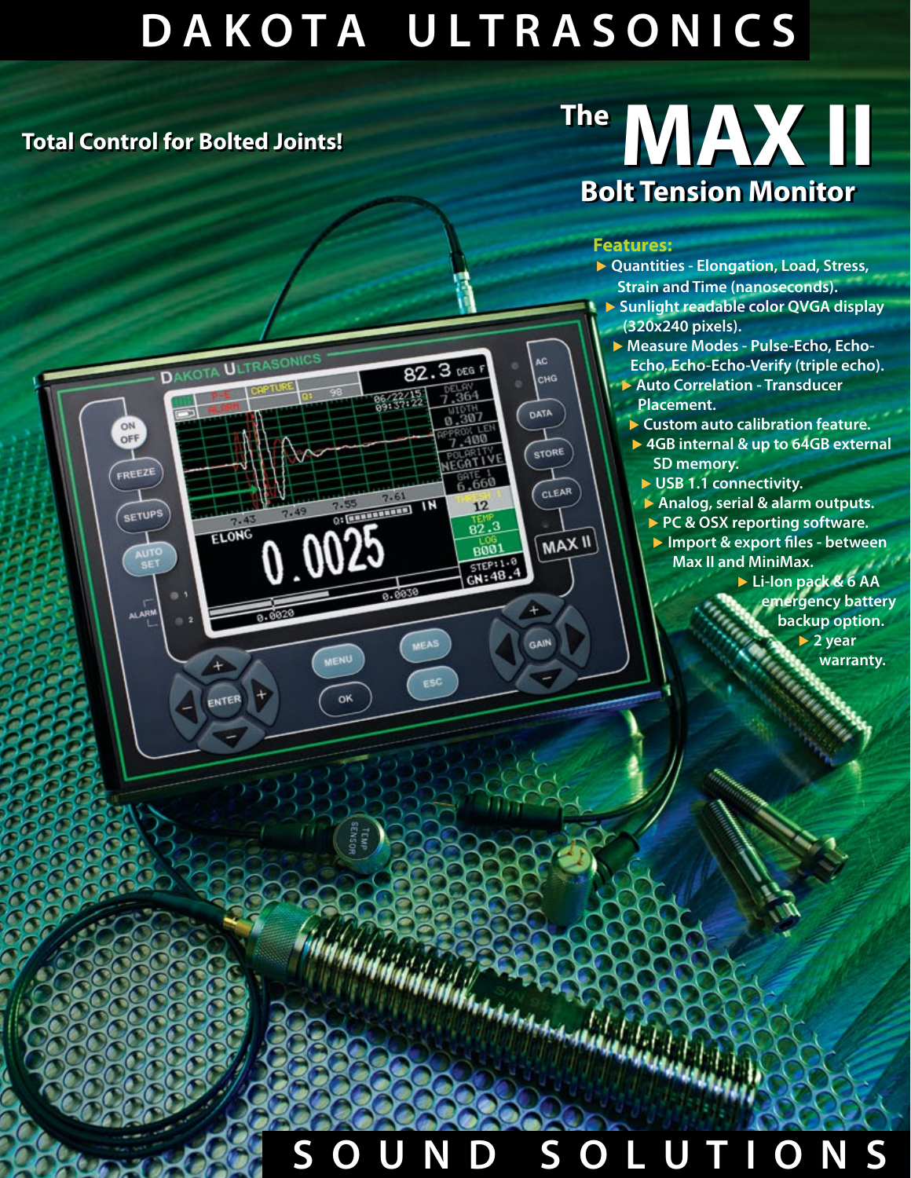# DAKOTA ULTRASONICS

**Total Control for Bolted Joints!**

# The MAX II

## Bolt Tension Monitor

**Features:**

- Quantities - Elongation, Load, Stress, Strain and Time (nanoseconds).
- Sunlight readable color QVGA display (320x240 pixels).
- Measure Modes - Pulse-Echo, Echo-Echo, Echo-Echo-Verify (triple echo).
- Auto Correlation - Transducer Placement.
- Custom auto calibration feature.
- 4GB internal & up to 64GB external SD memory.
- USB 1.1 connectivity.
- Analog, serial & alarm outputs.
- PC & OSX reporting software.
- Import & export files - between Max II and MiniMax.
- Li-Ion pack & 6 AA emergency battery backup option.
- 2 year warranty.

**SOUND SOLUTIONS**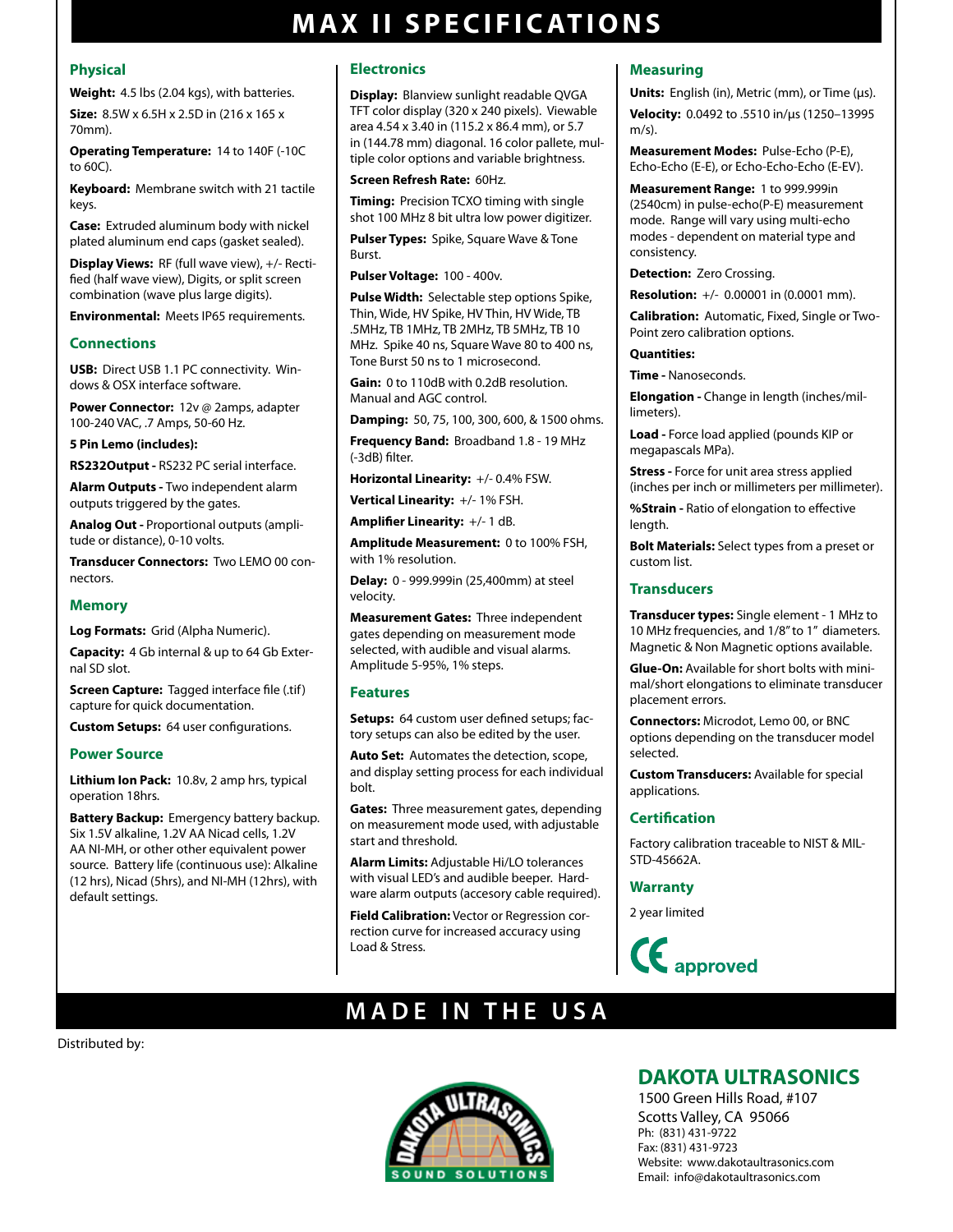# MAX II SPECIFICATIONS

## Physical

**Weight:** 4.5 lbs (2.04 kgs), with batteries.

**Size:** 8.5W x 6.5H x 2.5D in (216 x 165 x 70mm).

**Operating Temperature:** 14 to 140F (-10C to 60C).

**Keyboard:** Membrane switch with 21 tactile keys.

**Case:** Extruded aluminum body with nickel plated aluminum end caps (gasket sealed).

**Display Views:** RF (full wave view), +/- Rectified (half wave view), Digits, or split screen combination (wave plus large digits).

**Environmental:** Meets IP65 requirements.

## Connections

**USB:** Direct USB 1.1 PC connectivity. Windows & OSX interface software.

**Power Connector:** 12v @ 2amps, adapter 100-240 VAC, .7 Amps, 50-60 Hz.

**5 Pin Lemo (includes):**

**RS232Output -** RS232 PC serial interface.

**Alarm Outputs -** Two independent alarm outputs triggered by the gates.

**Analog Out -** Proportional outputs (amplitude or distance), 0-10 volts.

**Transducer Connectors:** Two LEMO 00 connectors.

## Memory

**Log Formats:** Grid (Alpha Numeric).

**Capacity:** 4 Gb internal & up to 64 Gb External SD slot.

**Screen Capture:** Tagged interface file (.tif) capture for quick documentation.

**Custom Setups:** 64 user configurations.

## Power Source

**Lithium Ion Pack:** 10.8v, 2 amp hrs, typical operation 18hrs.

**Battery Backup:** Emergency battery backup. Six 1.5V alkaline, 1.2V AA Nicad cells, 1.2V AA NI-MH, or other other equivalent power source. Battery life (continuous use): Alkaline (12 hrs), Nicad (5hrs), and NI-MH (12hrs), with default settings.

## Electronics

**Display:** Blanview sunlight readable QVGA TFT color display (320 x 240 pixels). Viewable area 4.54 x 3.40 in (115.2 x 86.4 mm), or 5.7 in (144.78 mm) diagonal. 16 color pallete, multiple color options and variable brightness.

**Screen Refresh Rate:** 60Hz.

**Timing:** Precision TCXO timing with single shot 100 MHz 8 bit ultra low power digitizer.

**Pulser Types:** Spike, Square Wave & Tone Burst.

**Pulser Voltage:** 100 - 400v.

**Pulse Width:** Selectable step options Spike, Thin, Wide, HV Spike, HV Thin, HV Wide, TB .5MHz, TB 1MHz, TB 2MHz, TB 5MHz, TB 10 MHz. Spike 40 ns, Square Wave 80 to 400 ns, Tone Burst 50 ns to 1 microsecond.

**Gain:** 0 to 110dB with 0.2dB resolution. Manual and AGC control.

**Damping:** 50, 75, 100, 300, 600, & 1500 ohms.

**Frequency Band:** Broadband 1.8 - 19 MHz (-3dB) filter.

**Horizontal Linearity:** +/- 0.4% FSW.

**Vertical Linearity:** +/- 1% FSH.

**Amplifier Linearity:** +/- 1 dB.

**Amplitude Measurement:** 0 to 100% FSH, with 1% resolution.

**Delay:** 0 - 999.999in (25,400mm) at steel velocity.

**Measurement Gates:** Three independent gates depending on measurement mode selected, with audible and visual alarms. Amplitude 5-95%, 1% steps.

## Features

**Setups:** 64 custom user defined setups; factory setups can also be edited by the user.

**Auto Set:** Automates the detection, scope, and display setting process for each individual bolt.

**Gates:** Three measurement gates, depending on measurement mode used, with adjustable start and threshold.

**Alarm Limits:** Adjustable Hi/LO tolerances with visual LED's and audible beeper. Hardware alarm outputs (accesory cable required).

**Field Calibration:** Vector or Regression correction curve for increased accuracy using Load & Stress.

## Measuring

**Units:** English (in), Metric (mm), or Time (µs).

**Velocity:** 0.0492 to .5510 in/µs (1250–13995 m/s).

**Measurement Modes:** Pulse-Echo (P-E), Echo-Echo (E-E), or Echo-Echo-Echo (E-EV).

**Measurement Range:** 1 to 999.999in (2540cm) in pulse-echo(P-E) measurement mode. Range will vary using multi-echo modes - dependent on material type and consistency.

**Detection:** Zero Crossing.

**Resolution:** +/- 0.00001 in (0.0001 mm).

**Calibration:** Automatic, Fixed, Single or Two-Point zero calibration options.

**Quantities:**

**Time -** Nanoseconds.

**Elongation -** Change in length (inches/millimeters).

**Load -** Force load applied (pounds KIP or megapascals MPa).

**Stress -** Force for unit area stress applied (inches per inch or millimeters per millimeter).

**%Strain -** Ratio of elongation to effective length.

**Bolt Materials:** Select types from a preset or custom list.

## Transducers

**Transducer types:** Single element - 1 MHz to 10 MHz frequencies, and 1/8" to 1" diameters. Magnetic & Non Magnetic options available.

**Glue-On:** Available for short bolts with minimal/short elongations to eliminate transducer placement errors.

**Connectors:** Microdot, Lemo 00, or BNC options depending on the transducer model selected.

**Custom Transducers:** Available for special applications.

## Certification

Factory calibration traceable to NIST & MIL-STD-45662A.

## Warranty

2 year limited

CE approved

# MADE IN THE USA

Distributed by:

DAKOTA ULTRASONICS
SOUND SOLUTIONS

**DAKOTA ULTRASONICS**

1500 Green Hills Road, #107
Scotts Valley, CA 95066
Ph: (831) 431-9722
Fax: (831) 431-9723
Website: www.dakotaultrasonics.com
Email: info@dakotaultrasonics.com